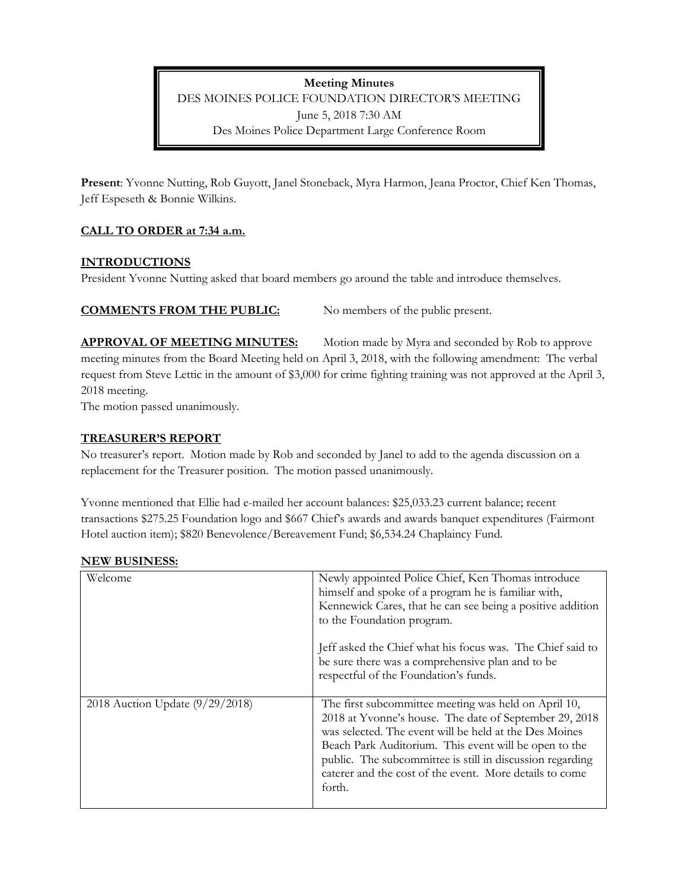**Meeting Minutes**

DES MOINES POLICE FOUNDATION DIRECTOR'S MEETING

June 5, 2018 7:30 AM

Des Moines Police Department Large Conference Room

**Present**: Yvonne Nutting, Rob Guyott, Janel Stoneback, Myra Harmon, Jeana Proctor, Chief Ken Thomas, Jeff Espeseth & Bonnie Wilkins.

## CALL TO ORDER at 7:34 a.m.

## INTRODUCTIONS

President Yvonne Nutting asked that board members go around the table and introduce themselves.

**COMMENTS FROM THE PUBLIC:** No members of the public present.

**APPROVAL OF MEETING MINUTES:** Motion made by Myra and seconded by Rob to approve meeting minutes from the Board Meeting held on April 3, 2018, with the following amendment: The verbal request from Steve Lettic in the amount of $3,000 for crime fighting training was not approved at the April 3, 2018 meeting.

The motion passed unanimously.

## TREASURER'S REPORT

No treasurer's report. Motion made by Rob and seconded by Janel to add to the agenda discussion on a replacement for the Treasurer position. The motion passed unanimously.

Yvonne mentioned that Ellie had e-mailed her account balances: $25,033.23 current balance; recent transactions $275.25 Foundation logo and $667 Chief's awards and awards banquet expenditures (Fairmont Hotel auction item); $820 Benevolence/Bereavement Fund; $6,534.24 Chaplaincy Fund.

## NEW BUSINESS:

| | |
|---|---|
| Welcome | Newly appointed Police Chief, Ken Thomas introduce himself and spoke of a program he is familiar with, Kennewick Cares, that he can see being a positive addition to the Foundation program.<br><br>Jeff asked the Chief what his focus was. The Chief said to be sure there was a comprehensive plan and to be respectful of the Foundation's funds. |
| 2018 Auction Update (9/29/2018) | The first subcommittee meeting was held on April 10, 2018 at Yvonne's house. The date of September 29, 2018 was selected. The event will be held at the Des Moines Beach Park Auditorium. This event will be open to the public. The subcommittee is still in discussion regarding caterer and the cost of the event. More details to come forth. |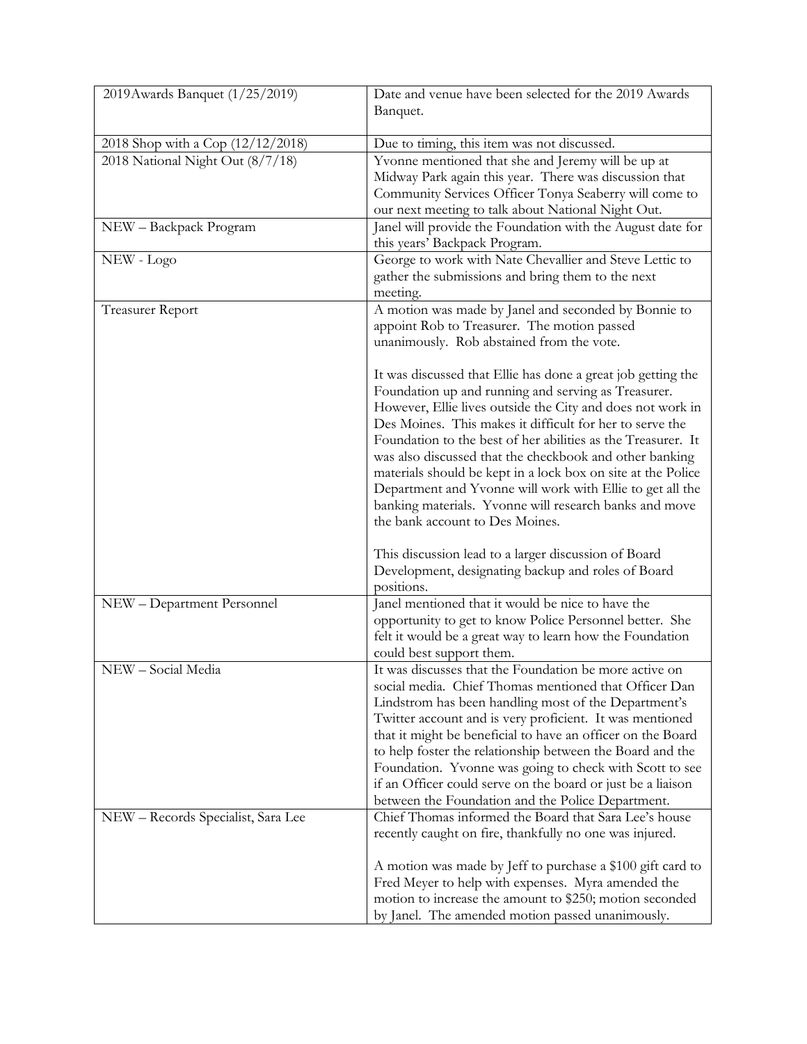| | |
|---|---|
| 2019Awards Banquet (1/25/2019) | Date and venue have been selected for the 2019 Awards Banquet. |
| 2018 Shop with a Cop (12/12/2018) | Due to timing, this item was not discussed. |
| 2018 National Night Out (8/7/18) | Yvonne mentioned that she and Jeremy will be up at Midway Park again this year. There was discussion that Community Services Officer Tonya Seaberry will come to our next meeting to talk about National Night Out. |
| NEW – Backpack Program | Janel will provide the Foundation with the August date for this years' Backpack Program. |
| NEW - Logo | George to work with Nate Chevallier and Steve Lettic to gather the submissions and bring them to the next meeting. |
| Treasurer Report | A motion was made by Janel and seconded by Bonnie to appoint Rob to Treasurer. The motion passed unanimously. Rob abstained from the vote.<br><br>It was discussed that Ellie has done a great job getting the Foundation up and running and serving as Treasurer. However, Ellie lives outside the City and does not work in Des Moines. This makes it difficult for her to serve the Foundation to the best of her abilities as the Treasurer. It was also discussed that the checkbook and other banking materials should be kept in a lock box on site at the Police Department and Yvonne will work with Ellie to get all the banking materials. Yvonne will research banks and move the bank account to Des Moines.<br><br>This discussion lead to a larger discussion of Board Development, designating backup and roles of Board positions. |
| NEW – Department Personnel | Janel mentioned that it would be nice to have the opportunity to get to know Police Personnel better. She felt it would be a great way to learn how the Foundation could best support them. |
| NEW – Social Media | It was discusses that the Foundation be more active on social media. Chief Thomas mentioned that Officer Dan Lindstrom has been handling most of the Department's Twitter account and is very proficient. It was mentioned that it might be beneficial to have an officer on the Board to help foster the relationship between the Board and the Foundation. Yvonne was going to check with Scott to see if an Officer could serve on the board or just be a liaison between the Foundation and the Police Department. |
| NEW – Records Specialist, Sara Lee | Chief Thomas informed the Board that Sara Lee's house recently caught on fire, thankfully no one was injured.<br><br>A motion was made by Jeff to purchase a $100 gift card to Fred Meyer to help with expenses. Myra amended the motion to increase the amount to $250; motion seconded by Janel. The amended motion passed unanimously. |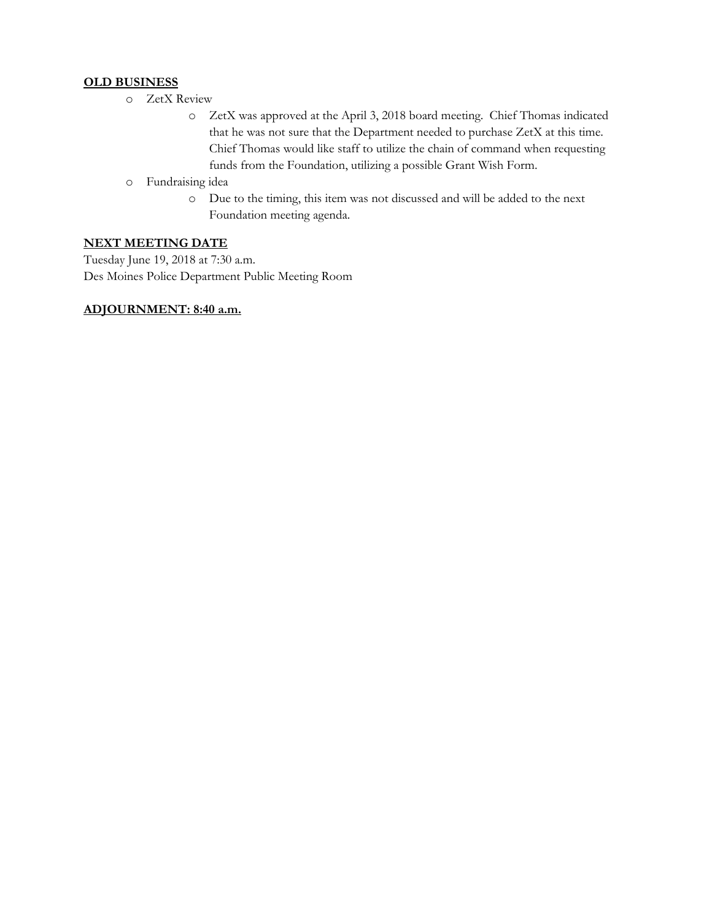**OLD BUSINESS**

- ZetX Review
  - ZetX was approved at the April 3, 2018 board meeting. Chief Thomas indicated that he was not sure that the Department needed to purchase ZetX at this time. Chief Thomas would like staff to utilize the chain of command when requesting funds from the Foundation, utilizing a possible Grant Wish Form.
- Fundraising idea
  - Due to the timing, this item was not discussed and will be added to the next Foundation meeting agenda.

**NEXT MEETING DATE**

Tuesday June 19, 2018 at 7:30 a.m.
Des Moines Police Department Public Meeting Room

**ADJOURNMENT: 8:40 a.m.**